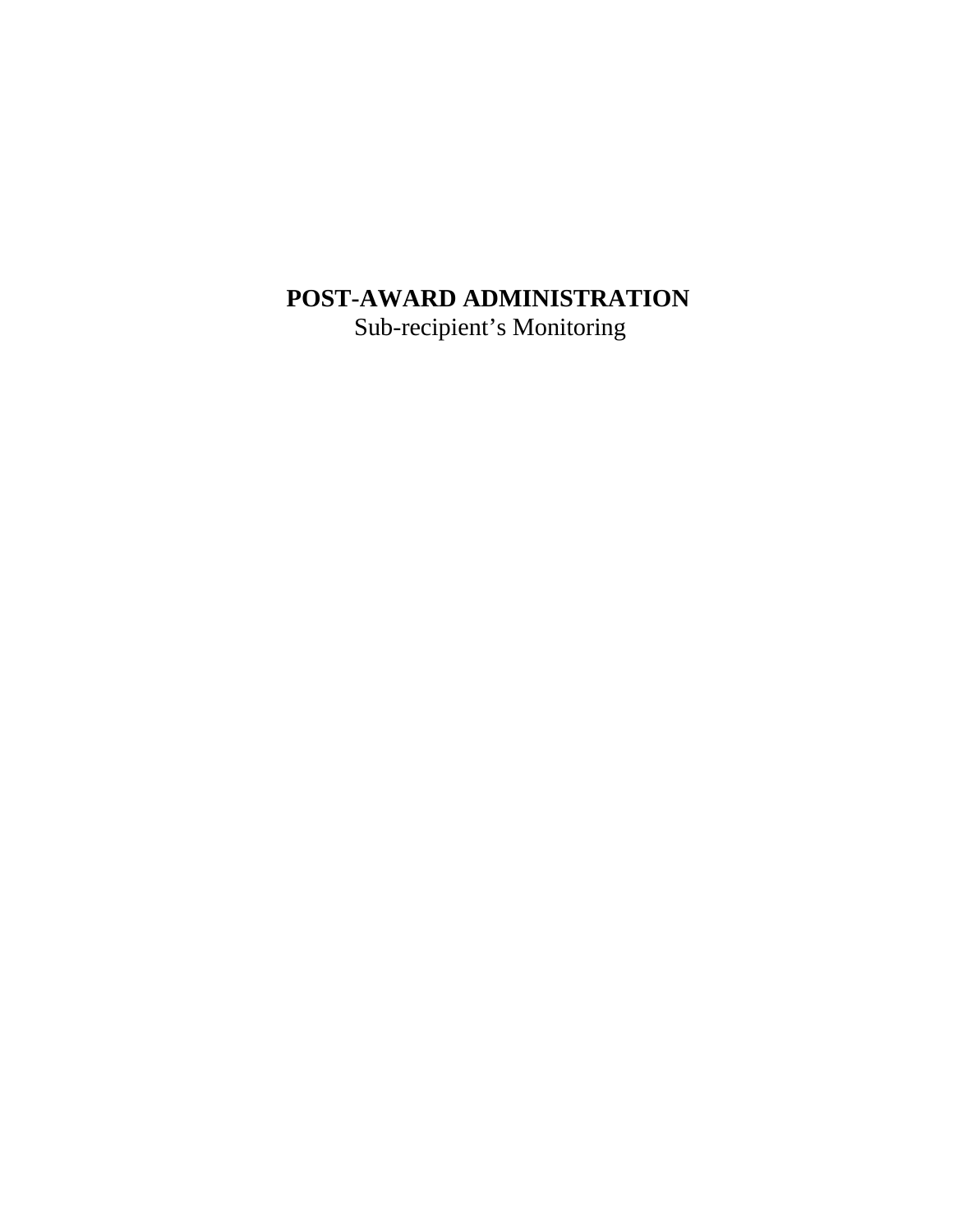# POST-AWARD ADMINISTRATION

Sub-recipient's Monitoring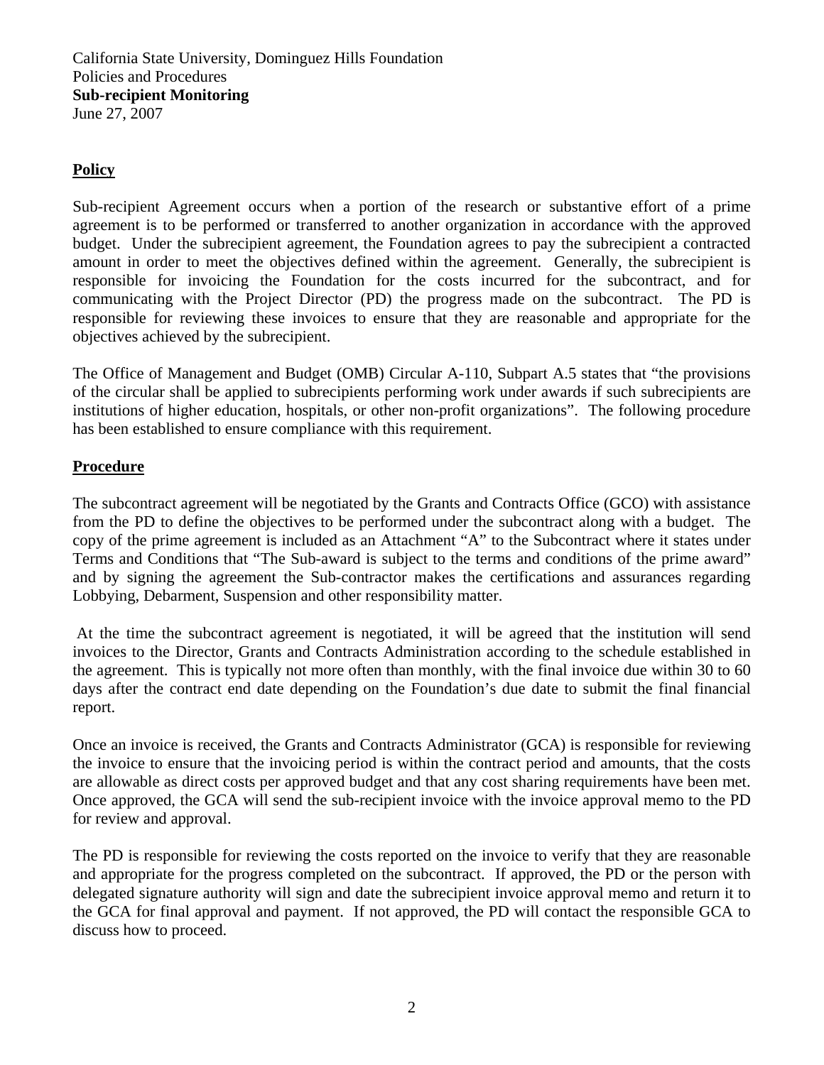California State University, Dominguez Hills Foundation
Policies and Procedures
**Sub-recipient Monitoring**
June 27, 2007

## Policy

Sub-recipient Agreement occurs when a portion of the research or substantive effort of a prime agreement is to be performed or transferred to another organization in accordance with the approved budget. Under the subrecipient agreement, the Foundation agrees to pay the subrecipient a contracted amount in order to meet the objectives defined within the agreement. Generally, the subrecipient is responsible for invoicing the Foundation for the costs incurred for the subcontract, and for communicating with the Project Director (PD) the progress made on the subcontract. The PD is responsible for reviewing these invoices to ensure that they are reasonable and appropriate for the objectives achieved by the subrecipient.

The Office of Management and Budget (OMB) Circular A-110, Subpart A.5 states that "the provisions of the circular shall be applied to subrecipients performing work under awards if such subrecipients are institutions of higher education, hospitals, or other non-profit organizations". The following procedure has been established to ensure compliance with this requirement.

## Procedure

The subcontract agreement will be negotiated by the Grants and Contracts Office (GCO) with assistance from the PD to define the objectives to be performed under the subcontract along with a budget. The copy of the prime agreement is included as an Attachment "A" to the Subcontract where it states under Terms and Conditions that "The Sub-award is subject to the terms and conditions of the prime award" and by signing the agreement the Sub-contractor makes the certifications and assurances regarding Lobbying, Debarment, Suspension and other responsibility matter.

At the time the subcontract agreement is negotiated, it will be agreed that the institution will send invoices to the Director, Grants and Contracts Administration according to the schedule established in the agreement. This is typically not more often than monthly, with the final invoice due within 30 to 60 days after the contract end date depending on the Foundation's due date to submit the final financial report.

Once an invoice is received, the Grants and Contracts Administrator (GCA) is responsible for reviewing the invoice to ensure that the invoicing period is within the contract period and amounts, that the costs are allowable as direct costs per approved budget and that any cost sharing requirements have been met. Once approved, the GCA will send the sub-recipient invoice with the invoice approval memo to the PD for review and approval.

The PD is responsible for reviewing the costs reported on the invoice to verify that they are reasonable and appropriate for the progress completed on the subcontract. If approved, the PD or the person with delegated signature authority will sign and date the subrecipient invoice approval memo and return it to the GCA for final approval and payment. If not approved, the PD will contact the responsible GCA to discuss how to proceed.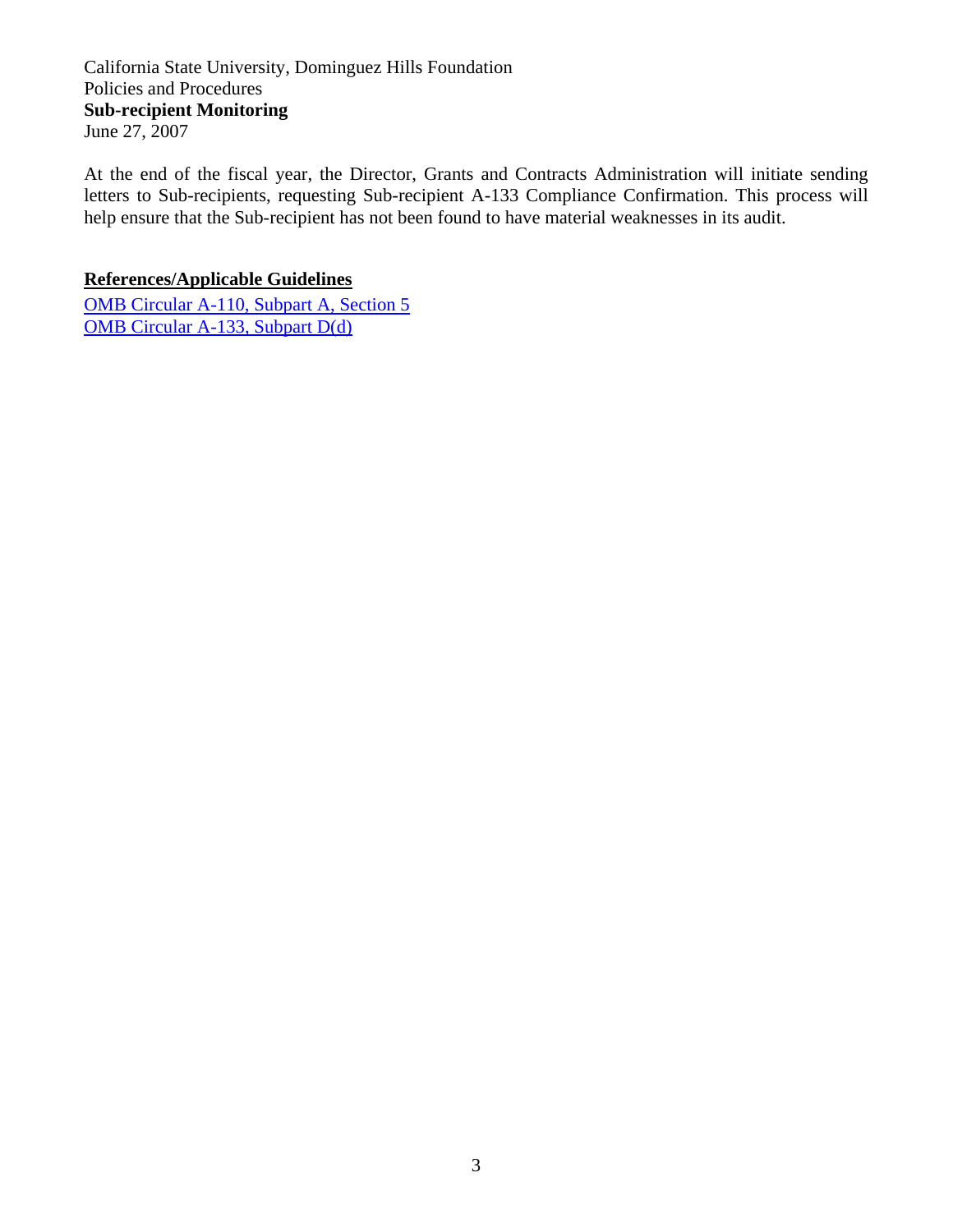At the end of the fiscal year, the Director, Grants and Contracts Administration will initiate sending letters to Sub-recipients, requesting Sub-recipient A-133 Compliance Confirmation. This process will help ensure that the Sub-recipient has not been found to have material weaknesses in its audit.

**References/Applicable Guidelines**

OMB Circular A-110, Subpart A, Section 5
OMB Circular A-133, Subpart D(d)